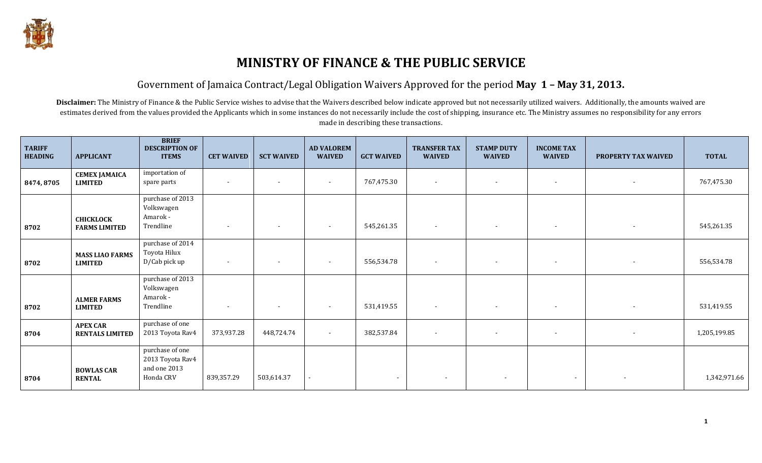# MINISTRY OF FINANCE & THE PUBLIC SERVICE

## Government of Jamaica Contract/Legal Obligation Waivers Approved for the period **May 1 – May 31, 2013.**

**Disclaimer:** The Ministry of Finance & the Public Service wishes to advise that the Waivers described below indicate approved but not necessarily utilized waivers. Additionally, the amounts waived are estimates derived from the values provided the Applicants which in some instances do not necessarily include the cost of shipping, insurance etc. The Ministry assumes no responsibility for any errors made in describing these transactions.

| TARIFF HEADING | APPLICANT | BRIEF DESCRIPTION OF ITEMS | CET WAIVED | SCT WAIVED | AD VALOREM WAIVED | GCT WAIVED | TRANSFER TAX WAIVED | STAMP DUTY WAIVED | INCOME TAX WAIVED | PROPERTY TAX WAIVED | TOTAL |
|---|---|---|---|---|---|---|---|---|---|---|---|
| 8474, 8705 | **CEMEX JAMAICA LIMITED** | importation of spare parts | - | - | - | 767,475.30 | - | - | - | - | 767,475.30 |
| 8702 | **CHICKLOCK FARMS LIMITED** | purchase of 2013 Volkswagen Amarok - Trendline | - | - | - | 545,261.35 | - | - | - | - | 545,261.35 |
| 8702 | **MASS LIAO FARMS LIMITED** | purchase of 2014 Toyota Hilux D/Cab pick up | - | - | - | 556,534.78 | - | - | - | - | 556,534.78 |
| 8702 | **ALMER FARMS LIMITED** | purchase of 2013 Volkswagen Amarok - Trendline | - | - | - | 531,419.55 | - | - | - | - | 531,419.55 |
| 8704 | **APEX CAR RENTALS LIMITED** | purchase of one 2013 Toyota Rav4 | 373,937.28 | 448,724.74 | - | 382,537.84 | - | - | - | - | 1,205,199.85 |
| 8704 | **BOWLAS CAR RENTAL** | purchase of one 2013 Toyota Rav4 and one 2013 Honda CRV | 839,357.29 | 503,614.37 | - | - | - | - | - | - | 1,342,971.66 |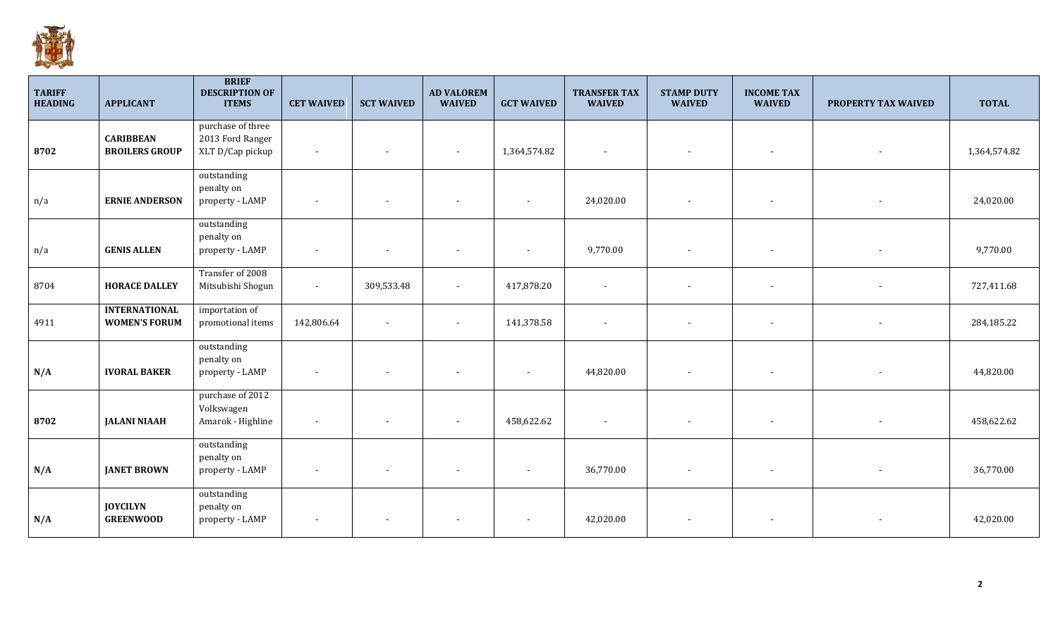| TARIFF HEADING | APPLICANT | BRIEF DESCRIPTION OF ITEMS | CET WAIVED | SCT WAIVED | AD VALOREM WAIVED | GCT WAIVED | TRANSFER TAX WAIVED | STAMP DUTY WAIVED | INCOME TAX WAIVED | PROPERTY TAX WAIVED | TOTAL |
|---|---|---|---|---|---|---|---|---|---|---|---|
| **8702** | **CARIBBEAN BROILERS GROUP** | purchase of three 2013 Ford Ranger XLT D/Cap pickup | - | - | - | 1,364,574.82 | - | - | - | - | 1,364,574.82 |
| n/a | **ERNIE ANDERSON** | outstanding penalty on property - LAMP | - | - | - | - | 24,020.00 | - | - | - | 24,020.00 |
| n/a | **GENIS ALLEN** | outstanding penalty on property - LAMP | - | - | - | - | 9,770.00 | - | - | - | 9,770.00 |
| 8704 | **HORACE DALLEY** | Transfer of 2008 Mitsubishi Shogun | - | 309,533.48 | - | 417,878.20 | - | - | - | - | 727,411.68 |
| 4911 | **INTERNATIONAL WOMEN'S FORUM** | importation of promotional items | 142,806.64 | - | - | 141,378.58 | - | - | - | - | 284,185.22 |
| **N/A** | **IVORAL BAKER** | outstanding penalty on property - LAMP | - | - | - | - | 44,820.00 | - | - | - | 44,820.00 |
| **8702** | **JALANI NIAAH** | purchase of 2012 Volkswagen Amarok - Highline | - | - | - | 458,622.62 | - | - | - | - | 458,622.62 |
| **N/A** | **JANET BROWN** | outstanding penalty on property - LAMP | - | - | - | - | 36,770.00 | - | - | - | 36,770.00 |
| **N/A** | **JOYCILYN GREENWOOD** | outstanding penalty on property - LAMP | - | - | - | - | 42,020.00 | - | - | - | 42,020.00 |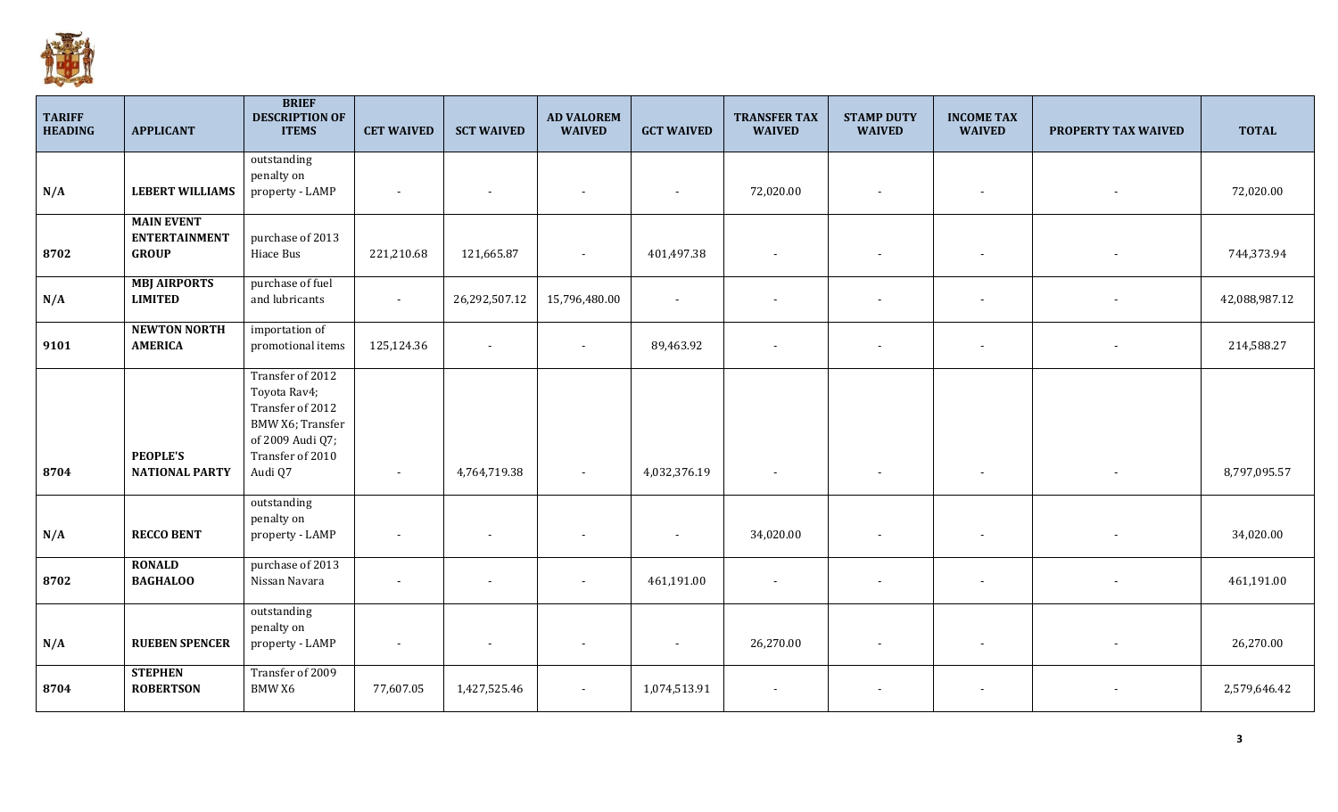| TARIFF HEADING | APPLICANT | BRIEF DESCRIPTION OF ITEMS | CET WAIVED | SCT WAIVED | AD VALOREM WAIVED | GCT WAIVED | TRANSFER TAX WAIVED | STAMP DUTY WAIVED | INCOME TAX WAIVED | PROPERTY TAX WAIVED | TOTAL |
|---|---|---|---|---|---|---|---|---|---|---|---|
| N/A | **LEBERT WILLIAMS** | outstanding penalty on property - LAMP | - | - | - | - | 72,020.00 | - | - | - | 72,020.00 |
| 8702 | **MAIN EVENT ENTERTAINMENT GROUP** | purchase of 2013 Hiace Bus | 221,210.68 | 121,665.87 | - | 401,497.38 | - | - | - | - | 744,373.94 |
| N/A | **MBJ AIRPORTS LIMITED** | purchase of fuel and lubricants | - | 26,292,507.12 | 15,796,480.00 | - | - | - | - | - | 42,088,987.12 |
| 9101 | **NEWTON NORTH AMERICA** | importation of promotional items | 125,124.36 | - | - | 89,463.92 | - | - | - | - | 214,588.27 |
| 8704 | **PEOPLE'S NATIONAL PARTY** | Transfer of 2012 Toyota Rav4; Transfer of 2012 BMW X6; Transfer of 2009 Audi Q7; Transfer of 2010 Audi Q7 | - | 4,764,719.38 | - | 4,032,376.19 | - | - | - | - | 8,797,095.57 |
| N/A | **RECCO BENT** | outstanding penalty on property - LAMP | - | - | - | - | 34,020.00 | - | - | - | 34,020.00 |
| 8702 | **RONALD BAGHALOO** | purchase of 2013 Nissan Navara | - | - | - | 461,191.00 | - | - | - | - | 461,191.00 |
| N/A | **RUEBEN SPENCER** | outstanding penalty on property - LAMP | - | - | - | - | 26,270.00 | - | - | - | 26,270.00 |
| 8704 | **STEPHEN ROBERTSON** | Transfer of 2009 BMW X6 | 77,607.05 | 1,427,525.46 | - | 1,074,513.91 | - | - | - | - | 2,579,646.42 |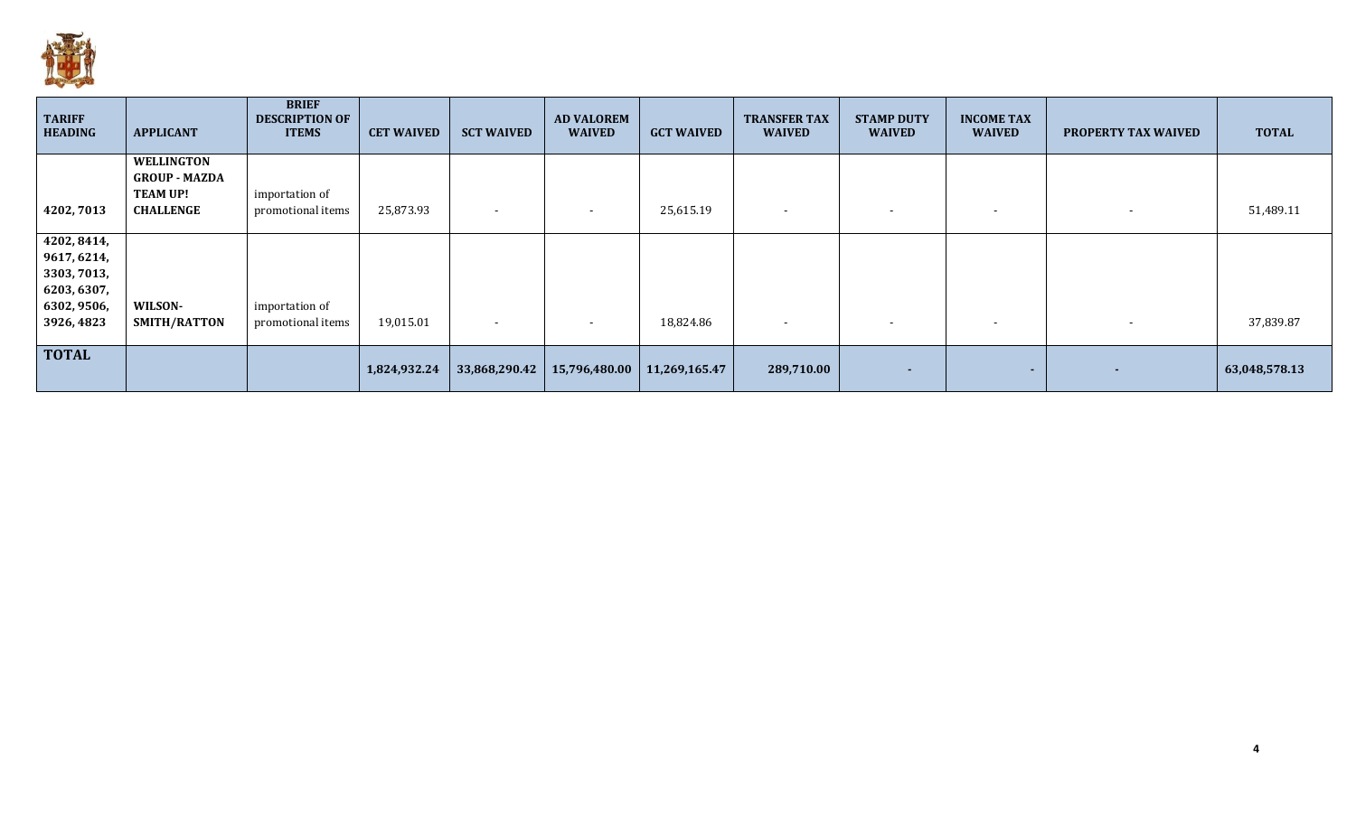| TARIFF HEADING | APPLICANT | BRIEF DESCRIPTION OF ITEMS | CET WAIVED | SCT WAIVED | AD VALOREM WAIVED | GCT WAIVED | TRANSFER TAX WAIVED | STAMP DUTY WAIVED | INCOME TAX WAIVED | PROPERTY TAX WAIVED | TOTAL |
|---|---|---|---|---|---|---|---|---|---|---|---|
| 4202, 7013 | **WELLINGTON GROUP - MAZDA TEAM UP! CHALLENGE** | importation of promotional items | 25,873.93 | - | - | 25,615.19 | - | - | - | - | 51,489.11 |
| 4202, 8414, 9617, 6214, 3303, 7013, 6203, 6307, 6302, 9506, 3926, 4823 | **WILSON-SMITH/RATTON** | importation of promotional items | 19,015.01 | - | - | 18,824.86 | - | - | - | - | 37,839.87 |
| **TOTAL** | | | **1,824,932.24** | **33,868,290.42** | **15,796,480.00** | **11,269,165.47** | **289,710.00** | **-** | **-** | **-** | **63,048,578.13** |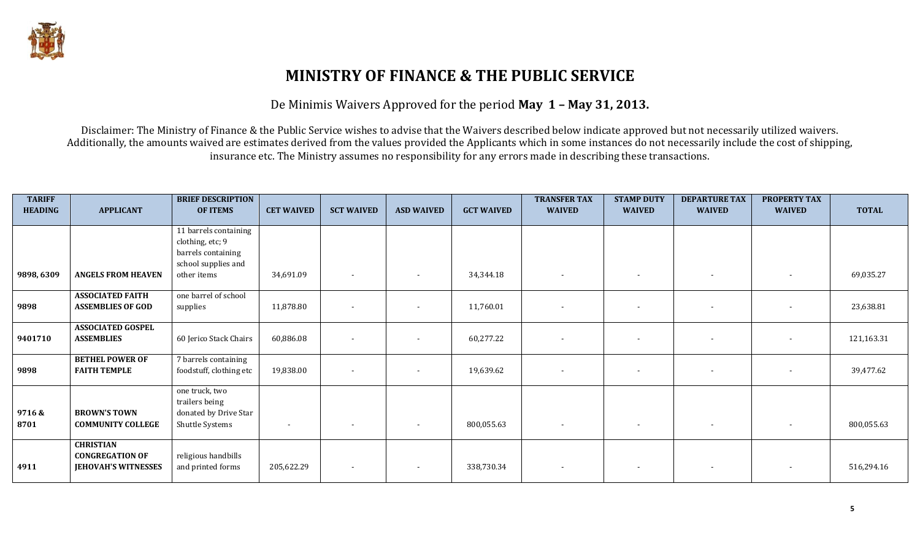# MINISTRY OF FINANCE & THE PUBLIC SERVICE

De Minimis Waivers Approved for the period **May 1 – May 31, 2013.**

Disclaimer: The Ministry of Finance & the Public Service wishes to advise that the Waivers described below indicate approved but not necessarily utilized waivers. Additionally, the amounts waived are estimates derived from the values provided the Applicants which in some instances do not necessarily include the cost of shipping, insurance etc. The Ministry assumes no responsibility for any errors made in describing these transactions.

| TARIFF HEADING | APPLICANT | BRIEF DESCRIPTION OF ITEMS | CET WAIVED | SCT WAIVED | ASD WAIVED | GCT WAIVED | TRANSFER TAX WAIVED | STAMP DUTY WAIVED | DEPARTURE TAX WAIVED | PROPERTY TAX WAIVED | TOTAL |
|---|---|---|---|---|---|---|---|---|---|---|---|
| 9898, 6309 | **ANGELS FROM HEAVEN** | 11 barrels containing clothing, etc; 9 barrels containing school supplies and other items | 34,691.09 | - | - | 34,344.18 | - | - | - | - | 69,035.27 |
| 9898 | **ASSOCIATED FAITH ASSEMBLIES OF GOD** | one barrel of school supplies | 11,878.80 | - | - | 11,760.01 | - | - | - | - | 23,638.81 |
| 9401710 | **ASSOCIATED GOSPEL ASSEMBLIES** | 60 Jerico Stack Chairs | 60,886.08 | - | - | 60,277.22 | - | - | - | - | 121,163.31 |
| 9898 | **BETHEL POWER OF FAITH TEMPLE** | 7 barrels containing foodstuff, clothing etc | 19,838.00 | - | - | 19,639.62 | - | - | - | - | 39,477.62 |
| 9716 & 8701 | **BROWN'S TOWN COMMUNITY COLLEGE** | one truck, two trailers being donated by Drive Star Shuttle Systems | - | - | - | 800,055.63 | - | - | - | - | 800,055.63 |
| 4911 | **CHRISTIAN CONGREGATION OF JEHOVAH'S WITNESSES** | religious handbills and printed forms | 205,622.29 | - | - | 338,730.34 | - | - | - | - | 516,294.16 |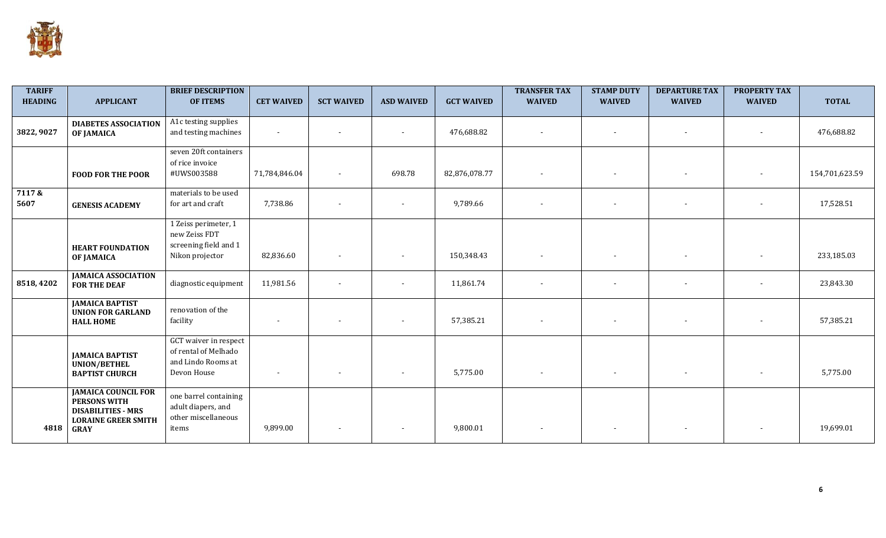| TARIFF HEADING | APPLICANT | BRIEF DESCRIPTION OF ITEMS | CET WAIVED | SCT WAIVED | ASD WAIVED | GCT WAIVED | TRANSFER TAX WAIVED | STAMP DUTY WAIVED | DEPARTURE TAX WAIVED | PROPERTY TAX WAIVED | TOTAL |
|---|---|---|---|---|---|---|---|---|---|---|---|
| 3822, 9027 | **DIABETES ASSOCIATION OF JAMAICA** | A1c testing supplies and testing machines | - | - | - | 476,688.82 | - | - | - | - | 476,688.82 |
| | **FOOD FOR THE POOR** | seven 20ft containers of rice invoice #UWS003588 | 71,784,846.04 | - | 698.78 | 82,876,078.77 | - | - | - | - | 154,701,623.59 |
| 7117 & 5607 | **GENESIS ACADEMY** | materials to be used for art and craft | 7,738.86 | - | - | 9,789.66 | - | - | - | - | 17,528.51 |
| | **HEART FOUNDATION OF JAMAICA** | 1 Zeiss perimeter, 1 new Zeiss FDT screening field and 1 Nikon projector | 82,836.60 | - | - | 150,348.43 | - | - | - | - | 233,185.03 |
| 8518, 4202 | **JAMAICA ASSOCIATION FOR THE DEAF** | diagnostic equipment | 11,981.56 | - | - | 11,861.74 | - | - | - | - | 23,843.30 |
| | **JAMAICA BAPTIST UNION FOR GARLAND HALL HOME** | renovation of the facility | - | - | - | 57,385.21 | - | - | - | - | 57,385.21 |
| | **JAMAICA BAPTIST UNION/BETHEL BAPTIST CHURCH** | GCT waiver in respect of rental of Melhado and Lindo Rooms at Devon House | - | - | - | 5,775.00 | - | - | - | - | 5,775.00 |
| 4818 | **JAMAICA COUNCIL FOR PERSONS WITH DISABILITIES - MRS LORAINE GREER SMITH GRAY** | one barrel containing adult diapers, and other miscellaneous items | 9,899.00 | - | - | 9,800.01 | - | - | - | - | 19,699.01 |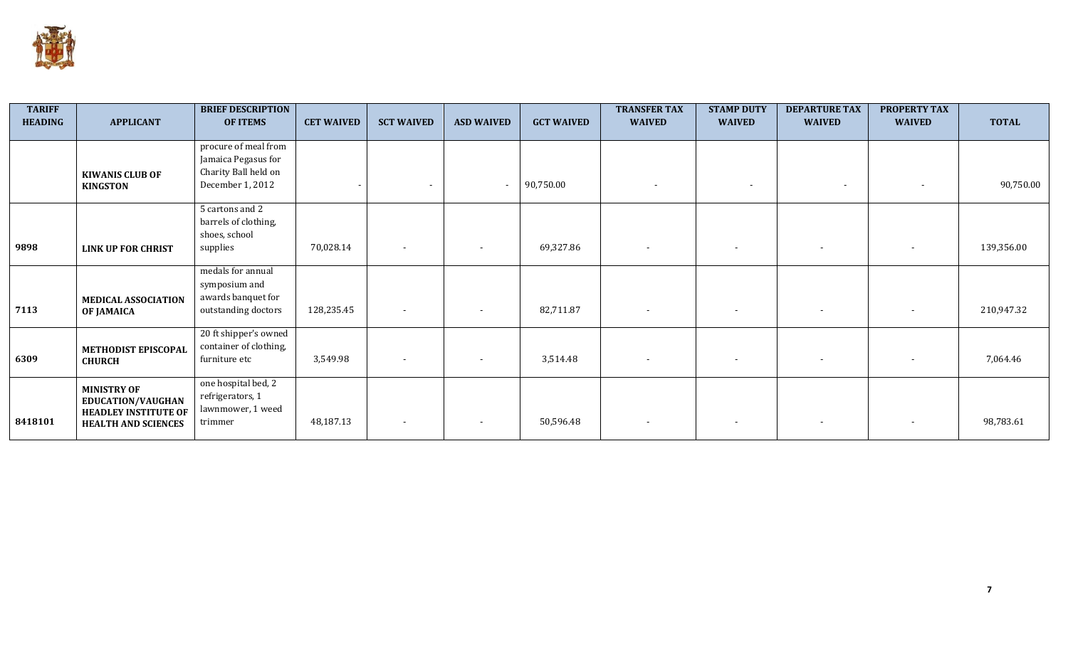| TARIFF HEADING | APPLICANT | BRIEF DESCRIPTION OF ITEMS | CET WAIVED | SCT WAIVED | ASD WAIVED | GCT WAIVED | TRANSFER TAX WAIVED | STAMP DUTY WAIVED | DEPARTURE TAX WAIVED | PROPERTY TAX WAIVED | TOTAL |
|---|---|---|---|---|---|---|---|---|---|---|---|
| | **KIWANIS CLUB OF KINGSTON** | procure of meal from Jamaica Pegasus for Charity Ball held on December 1, 2012 | - | - | - | 90,750.00 | - | - | - | - | 90,750.00 |
| 9898 | **LINK UP FOR CHRIST** | 5 cartons and 2 barrels of clothing, shoes, school supplies | 70,028.14 | - | - | 69,327.86 | - | - | - | - | 139,356.00 |
| 7113 | **MEDICAL ASSOCIATION OF JAMAICA** | medals for annual symposium and awards banquet for outstanding doctors | 128,235.45 | - | - | 82,711.87 | - | - | - | - | 210,947.32 |
| 6309 | **METHODIST EPISCOPAL CHURCH** | 20 ft shipper's owned container of clothing, furniture etc | 3,549.98 | - | - | 3,514.48 | - | - | - | - | 7,064.46 |
| 8418101 | **MINISTRY OF EDUCATION/VAUGHAN HEADLEY INSTITUTE OF HEALTH AND SCIENCES** | one hospital bed, 2 refrigerators, 1 lawnmower, 1 weed trimmer | 48,187.13 | - | - | 50,596.48 | - | - | - | - | 98,783.61 |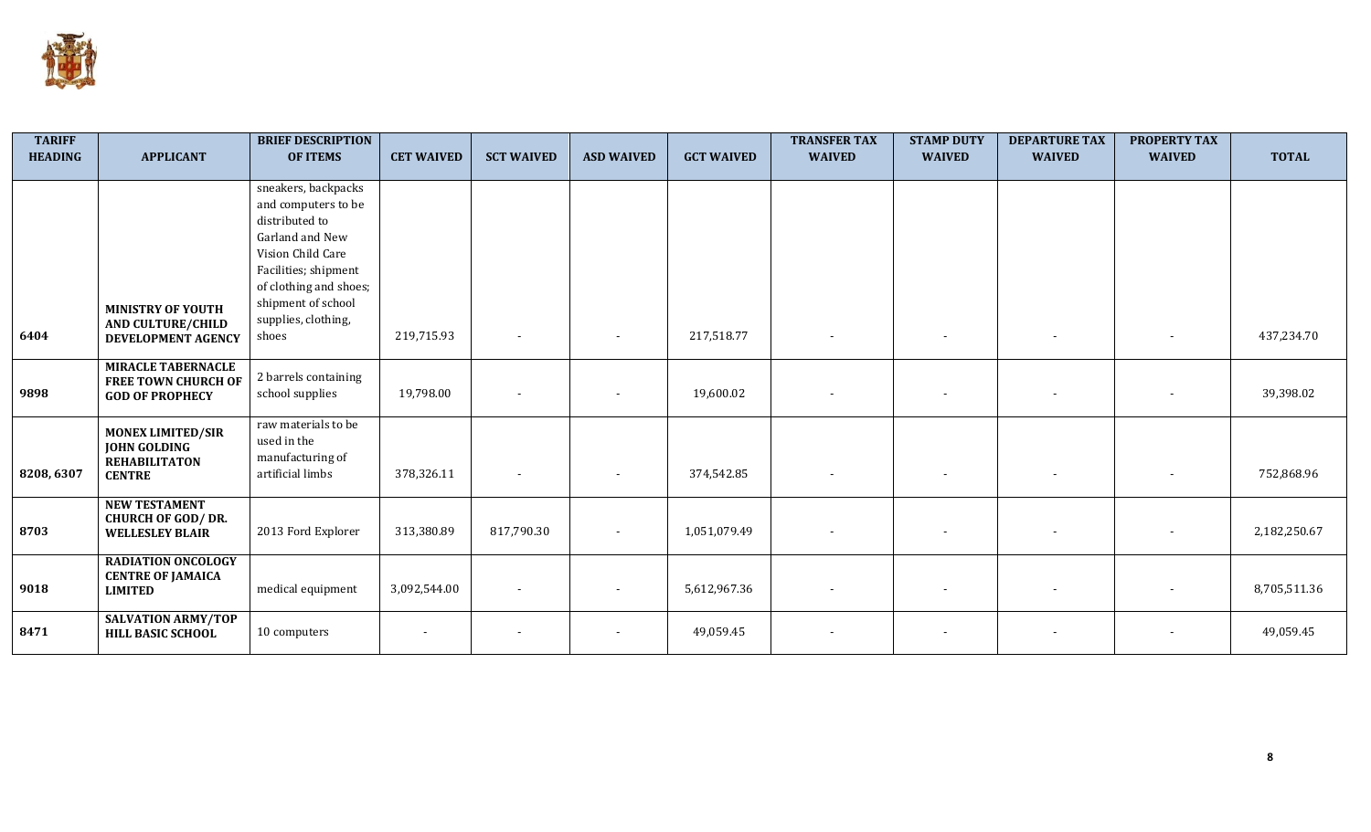| TARIFF HEADING | APPLICANT | BRIEF DESCRIPTION OF ITEMS | CET WAIVED | SCT WAIVED | ASD WAIVED | GCT WAIVED | TRANSFER TAX WAIVED | STAMP DUTY WAIVED | DEPARTURE TAX WAIVED | PROPERTY TAX WAIVED | TOTAL |
|---|---|---|---|---|---|---|---|---|---|---|---|
| 6404 | **MINISTRY OF YOUTH AND CULTURE/CHILD DEVELOPMENT AGENCY** | sneakers, backpacks and computers to be distributed to Garland and New Vision Child Care Facilities; shipment of clothing and shoes; shipment of school supplies, clothing, shoes | 219,715.93 | - | - | 217,518.77 | - | - | - | - | 437,234.70 |
| 9898 | **MIRACLE TABERNACLE FREE TOWN CHURCH OF GOD OF PROPHECY** | 2 barrels containing school supplies | 19,798.00 | - | - | 19,600.02 | - | - | - | - | 39,398.02 |
| 8208, 6307 | **MONEX LIMITED/SIR JOHN GOLDING REHABILITATON CENTRE** | raw materials to be used in the manufacturing of artificial limbs | 378,326.11 | - | - | 374,542.85 | - | - | - | - | 752,868.96 |
| 8703 | **NEW TESTAMENT CHURCH OF GOD/ DR. WELLESLEY BLAIR** | 2013 Ford Explorer | 313,380.89 | 817,790.30 | - | 1,051,079.49 | - | - | - | - | 2,182,250.67 |
| 9018 | **RADIATION ONCOLOGY CENTRE OF JAMAICA LIMITED** | medical equipment | 3,092,544.00 | - | - | 5,612,967.36 | - | - | - | - | 8,705,511.36 |
| 8471 | **SALVATION ARMY/TOP HILL BASIC SCHOOL** | 10 computers | - | - | - | 49,059.45 | - | - | - | - | 49,059.45 |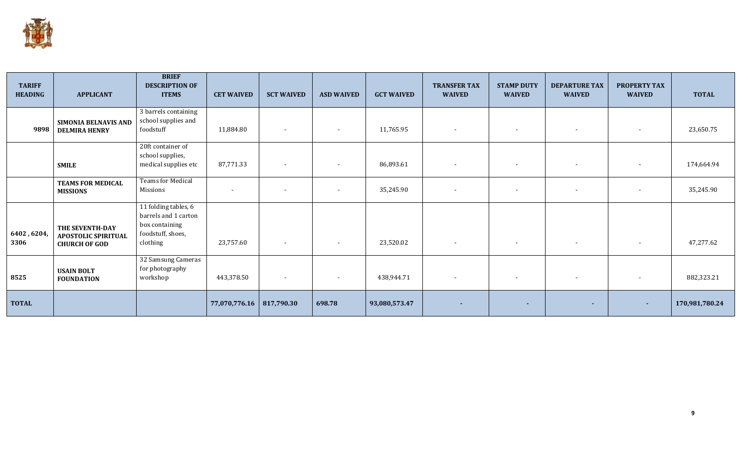| TARIFF HEADING | APPLICANT | BRIEF DESCRIPTION OF ITEMS | CET WAIVED | SCT WAIVED | ASD WAIVED | GCT WAIVED | TRANSFER TAX WAIVED | STAMP DUTY WAIVED | DEPARTURE TAX WAIVED | PROPERTY TAX WAIVED | TOTAL |
|---|---|---|---|---|---|---|---|---|---|---|---|
| 9898 | **SIMONIA BELNAVIS AND DELMIRA HENRY** | 3 barrels containing school supplies and foodstuff | 11,884.80 | - | - | 11,765.95 | - | - | - | - | 23,650.75 |
| | **SMILE** | 20ft container of school supplies, medical supplies etc | 87,771.33 | - | - | 86,893.61 | - | - | - | - | 174,664.94 |
| | **TEAMS FOR MEDICAL MISSIONS** | Teams for Medical Missions | - | - | - | 35,245.90 | - | - | - | - | 35,245.90 |
| 6402 , 6204, 3306 | **THE SEVENTH-DAY APOSTOLIC SPIRITUAL CHURCH OF GOD** | 11 folding tables, 6 barrels and 1 carton box containing foodstuff, shoes, clothing | 23,757.60 | - | - | 23,520.02 | - | - | - | - | 47,277.62 |
| 8525 | **USAIN BOLT FOUNDATION** | 32 Samsung Cameras for photography workshop | 443,378.50 | - | - | 438,944.71 | - | - | - | - | 882,323.21 |
| **TOTAL** | | | **77,070,776.16** | **817,790.30** | **698.78** | **93,080,573.47** | **-** | **-** | **-** | **-** | **170,981,780.24** |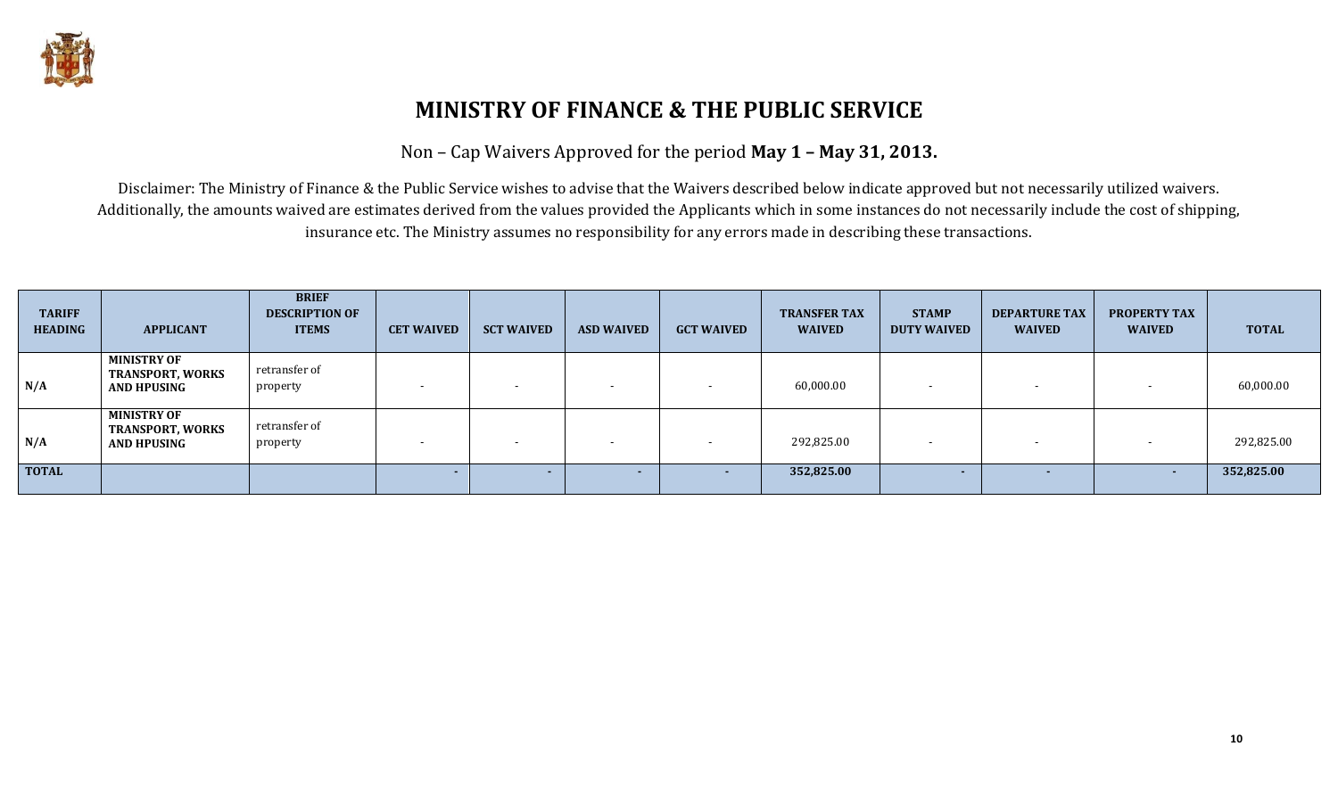# MINISTRY OF FINANCE & THE PUBLIC SERVICE

Non – Cap Waivers Approved for the period **May 1 – May 31, 2013.**

Disclaimer: The Ministry of Finance & the Public Service wishes to advise that the Waivers described below indicate approved but not necessarily utilized waivers. Additionally, the amounts waived are estimates derived from the values provided the Applicants which in some instances do not necessarily include the cost of shipping, insurance etc. The Ministry assumes no responsibility for any errors made in describing these transactions.

| TARIFF HEADING | APPLICANT | BRIEF DESCRIPTION OF ITEMS | CET WAIVED | SCT WAIVED | ASD WAIVED | GCT WAIVED | TRANSFER TAX WAIVED | STAMP DUTY WAIVED | DEPARTURE TAX WAIVED | PROPERTY TAX WAIVED | TOTAL |
|---|---|---|---|---|---|---|---|---|---|---|---|
| N/A | **MINISTRY OF TRANSPORT, WORKS AND HPUSING** | retransfer of property | - | - | - | - | 60,000.00 | - | - | - | 60,000.00 |
| N/A | **MINISTRY OF TRANSPORT, WORKS AND HPUSING** | retransfer of property | - | - | - | - | 292,825.00 | - | - | - | 292,825.00 |
| **TOTAL** | | | **-** | **-** | **-** | **-** | **352,825.00** | **-** | **-** | **-** | **352,825.00** |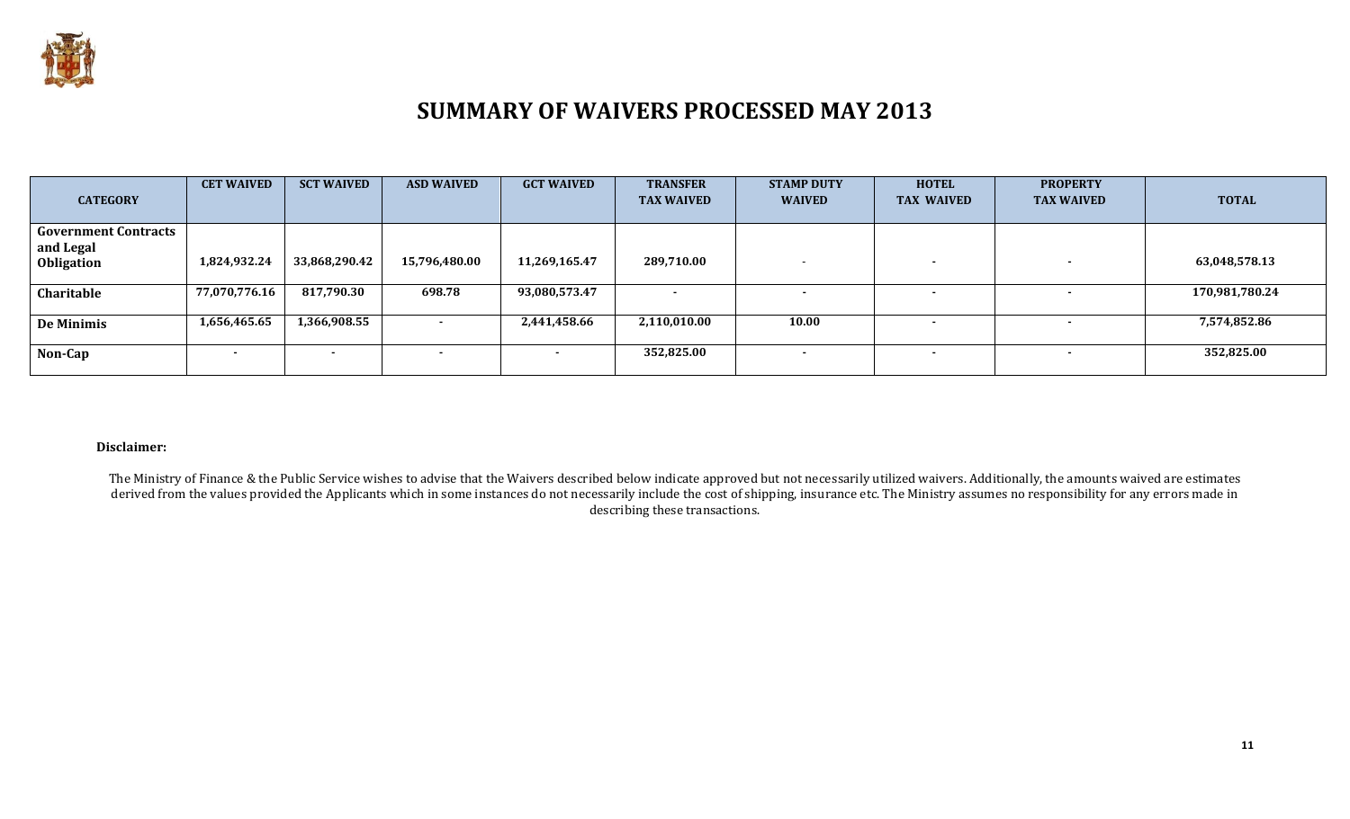# SUMMARY OF WAIVERS PROCESSED MAY 2013

| CATEGORY | CET WAIVED | SCT WAIVED | ASD WAIVED | GCT WAIVED | TRANSFER TAX WAIVED | STAMP DUTY WAIVED | HOTEL TAX WAIVED | PROPERTY TAX WAIVED | TOTAL |
|---|---|---|---|---|---|---|---|---|---|
| **Government Contracts and Legal Obligation** | 1,824,932.24 | 33,868,290.42 | 15,796,480.00 | 11,269,165.47 | 289,710.00 | - | - | - | 63,048,578.13 |
| **Charitable** | 77,070,776.16 | 817,790.30 | 698.78 | 93,080,573.47 | - | - | - | - | 170,981,780.24 |
| **De Minimis** | 1,656,465.65 | 1,366,908.55 | - | 2,441,458.66 | 2,110,010.00 | 10.00 | - | - | 7,574,852.86 |
| **Non-Cap** | - | - | - | - | 352,825.00 | - | - | - | 352,825.00 |

**Disclaimer:**

The Ministry of Finance & the Public Service wishes to advise that the Waivers described below indicate approved but not necessarily utilized waivers. Additionally, the amounts waived are estimates derived from the values provided the Applicants which in some instances do not necessarily include the cost of shipping, insurance etc. The Ministry assumes no responsibility for any errors made in describing these transactions.